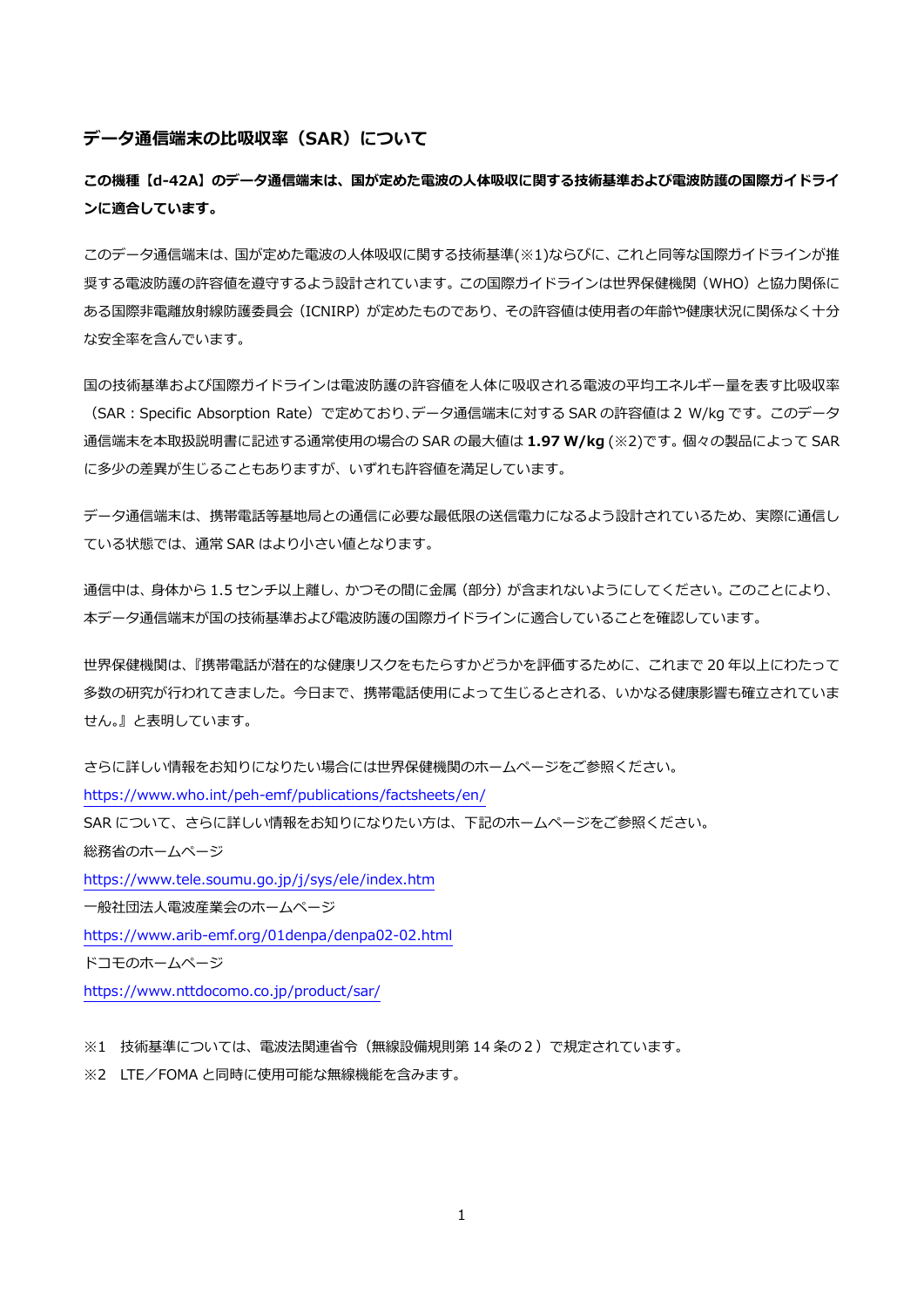## データ通信端末の比吸収率（SAR）について

**この機種【d-42A】のデータ通信端末は、国が定めた電波の人体吸収に関する技術基準および電波防護の国際ガイドラインに適合しています。**

このデータ通信端末は、国が定めた電波の人体吸収に関する技術基準(※1)ならびに、これと同等な国際ガイドラインが推奨する電波防護の許容値を遵守するよう設計されています。この国際ガイドラインは世界保健機関（WHO）と協力関係にある国際非電離放射線防護委員会（ICNIRP）が定めたものであり、その許容値は使用者の年齢や健康状況に関係なく十分な安全率を含んでいます。

国の技術基準および国際ガイドラインは電波防護の許容値を人体に吸収される電波の平均エネルギー量を表す比吸収率（SAR：Specific Absorption Rate）で定めており、データ通信端末に対する SAR の許容値は 2 W/kg です。このデータ通信端末を本取扱説明書に記述する通常使用の場合の SAR の最大値は **1.97 W/kg** (※2)です。個々の製品によって SAR に多少の差異が生じることもありますが、いずれも許容値を満足しています。

データ通信端末は、携帯電話等基地局との通信に必要な最低限の送信電力になるよう設計されているため、実際に通信している状態では、通常 SAR はより小さい値となります。

通信中は、身体から 1.5 センチ以上離し、かつその間に金属（部分）が含まれないようにしてください。このことにより、本データ通信端末が国の技術基準および電波防護の国際ガイドラインに適合していることを確認しています。

世界保健機関は、『携帯電話が潜在的な健康リスクをもたらすかどうかを評価するために、これまで 20 年以上にわたって多数の研究が行われてきました。今日まで、携帯電話使用によって生じるとされる、いかなる健康影響も確立されていません。』と表明しています。

さらに詳しい情報をお知りになりたい場合には世界保健機関のホームページをご参照ください。
https://www.who.int/peh-emf/publications/factsheets/en/
SAR について、さらに詳しい情報をお知りになりたい方は、下記のホームページをご参照ください。
総務省のホームページ
https://www.tele.soumu.go.jp/j/sys/ele/index.htm
一般社団法人電波産業会のホームページ
https://www.arib-emf.org/01denpa/denpa02-02.html
ドコモのホームページ
https://www.nttdocomo.co.jp/product/sar/

※1　技術基準については、電波法関連省令（無線設備規則第 14 条の２）で規定されています。
※2　LTE／FOMA と同時に使用可能な無線機能を含みます。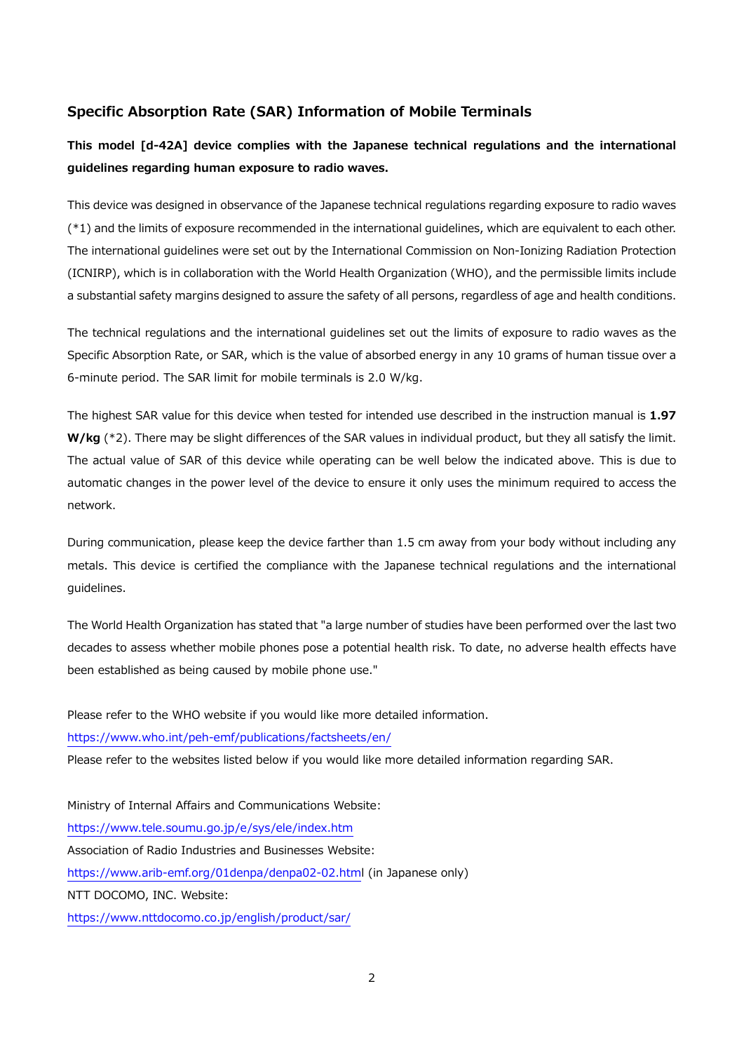## Specific Absorption Rate (SAR) Information of Mobile Terminals

**This model [d-42A] device complies with the Japanese technical regulations and the international guidelines regarding human exposure to radio waves.**

This device was designed in observance of the Japanese technical regulations regarding exposure to radio waves (*1) and the limits of exposure recommended in the international guidelines, which are equivalent to each other. The international guidelines were set out by the International Commission on Non-Ionizing Radiation Protection (ICNIRP), which is in collaboration with the World Health Organization (WHO), and the permissible limits include a substantial safety margins designed to assure the safety of all persons, regardless of age and health conditions.

The technical regulations and the international guidelines set out the limits of exposure to radio waves as the Specific Absorption Rate, or SAR, which is the value of absorbed energy in any 10 grams of human tissue over a 6-minute period. The SAR limit for mobile terminals is 2.0 W/kg.

The highest SAR value for this device when tested for intended use described in the instruction manual is **1.97 W/kg** (*2). There may be slight differences of the SAR values in individual product, but they all satisfy the limit. The actual value of SAR of this device while operating can be well below the indicated above. This is due to automatic changes in the power level of the device to ensure it only uses the minimum required to access the network.

During communication, please keep the device farther than 1.5 cm away from your body without including any metals. This device is certified the compliance with the Japanese technical regulations and the international guidelines.

The World Health Organization has stated that "a large number of studies have been performed over the last two decades to assess whether mobile phones pose a potential health risk. To date, no adverse health effects have been established as being caused by mobile phone use."

Please refer to the WHO website if you would like more detailed information.
https://www.who.int/peh-emf/publications/factsheets/en/
Please refer to the websites listed below if you would like more detailed information regarding SAR.

Ministry of Internal Affairs and Communications Website:
https://www.tele.soumu.go.jp/e/sys/ele/index.htm
Association of Radio Industries and Businesses Website:
https://www.arib-emf.org/01denpa/denpa02-02.html (in Japanese only)
NTT DOCOMO, INC. Website:
https://www.nttdocomo.co.jp/english/product/sar/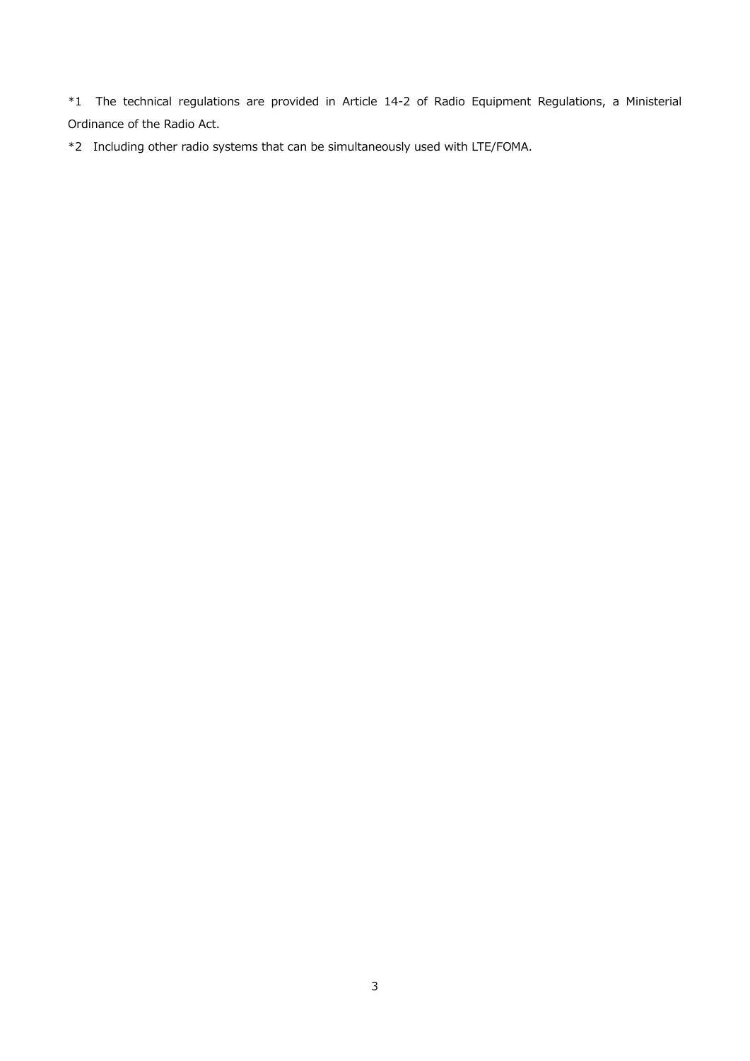*1 The technical regulations are provided in Article 14-2 of Radio Equipment Regulations, a Ministerial Ordinance of the Radio Act.

*2 Including other radio systems that can be simultaneously used with LTE/FOMA.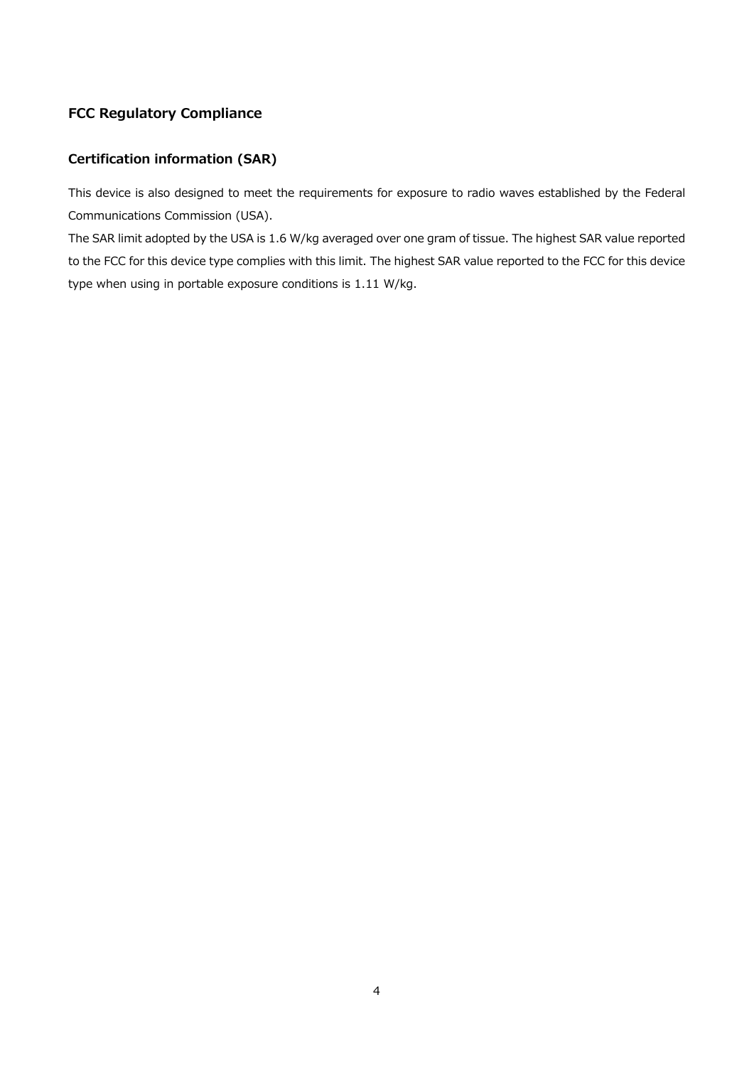## FCC Regulatory Compliance

### Certification information (SAR)

This device is also designed to meet the requirements for exposure to radio waves established by the Federal Communications Commission (USA).

The SAR limit adopted by the USA is 1.6 W/kg averaged over one gram of tissue. The highest SAR value reported to the FCC for this device type complies with this limit. The highest SAR value reported to the FCC for this device type when using in portable exposure conditions is 1.11 W/kg.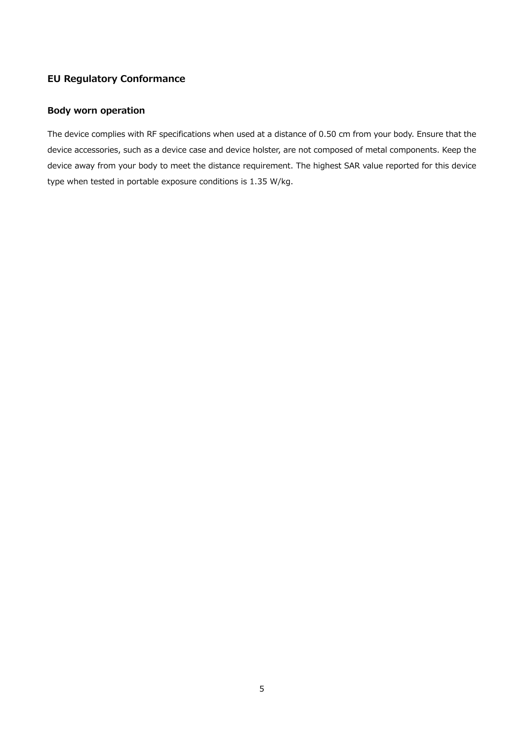## EU Regulatory Conformance

### Body worn operation

The device complies with RF specifications when used at a distance of 0.50 cm from your body. Ensure that the device accessories, such as a device case and device holster, are not composed of metal components. Keep the device away from your body to meet the distance requirement. The highest SAR value reported for this device type when tested in portable exposure conditions is 1.35 W/kg.